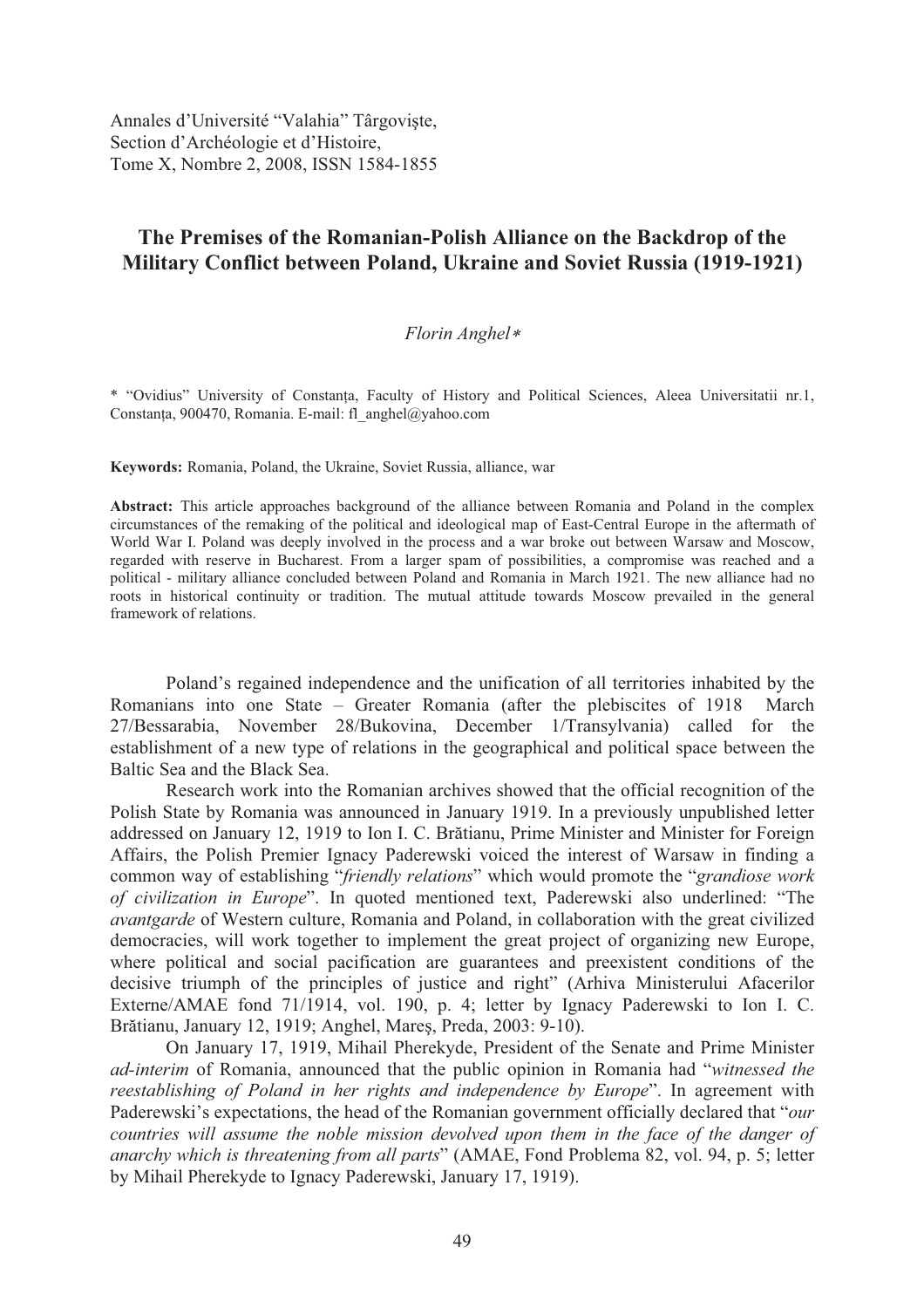Annales d'Université "Valahia" Târgovişte,
Section d'Archéologie et d'Histoire,
Tome X, Nombre 2, 2008, ISSN 1584-1855

# The Premises of the Romanian-Polish Alliance on the Backdrop of the Military Conflict between Poland, Ukraine and Soviet Russia (1919-1921)

*Florin Anghel*\*

\* "Ovidius" University of Constanţa, Faculty of History and Political Sciences, Aleea Universitatii nr.1, Constanţa, 900470, Romania. E-mail: fl_anghel@yahoo.com

**Keywords:** Romania, Poland, the Ukraine, Soviet Russia, alliance, war

**Abstract:** This article approaches background of the alliance between Romania and Poland in the complex circumstances of the remaking of the political and ideological map of East-Central Europe in the aftermath of World War I. Poland was deeply involved in the process and a war broke out between Warsaw and Moscow, regarded with reserve in Bucharest. From a larger spam of possibilities, a compromise was reached and a political - military alliance concluded between Poland and Romania in March 1921. The new alliance had no roots in historical continuity or tradition. The mutual attitude towards Moscow prevailed in the general framework of relations.

Poland's regained independence and the unification of all territories inhabited by the Romanians into one State – Greater Romania (after the plebiscites of 1918 March 27/Bessarabia, November 28/Bukovina, December 1/Transylvania) called for the establishment of a new type of relations in the geographical and political space between the Baltic Sea and the Black Sea.

Research work into the Romanian archives showed that the official recognition of the Polish State by Romania was announced in January 1919. In a previously unpublished letter addressed on January 12, 1919 to Ion I. C. Brătianu, Prime Minister and Minister for Foreign Affairs, the Polish Premier Ignacy Paderewski voiced the interest of Warsaw in finding a common way of establishing "*friendly relations*" which would promote the "*grandiose work of civilization in Europe*". In quoted mentioned text, Paderewski also underlined: "The *avantgarde* of Western culture, Romania and Poland, in collaboration with the great civilized democracies, will work together to implement the great project of organizing new Europe, where political and social pacification are guarantees and preexistent conditions of the decisive triumph of the principles of justice and right" (Arhiva Ministerului Afacerilor Externe/AMAE fond 71/1914, vol. 190, p. 4; letter by Ignacy Paderewski to Ion I. C. Brătianu, January 12, 1919; Anghel, Mareş, Preda, 2003: 9-10).

On January 17, 1919, Mihail Pherekyde, President of the Senate and Prime Minister *ad-interim* of Romania, announced that the public opinion in Romania had "*witnessed the reestablishing of Poland in her rights and independence by Europe*". In agreement with Paderewski's expectations, the head of the Romanian government officially declared that "*our countries will assume the noble mission devolved upon them in the face of the danger of anarchy which is threatening from all parts*" (AMAE, Fond Problema 82, vol. 94, p. 5; letter by Mihail Pherekyde to Ignacy Paderewski, January 17, 1919).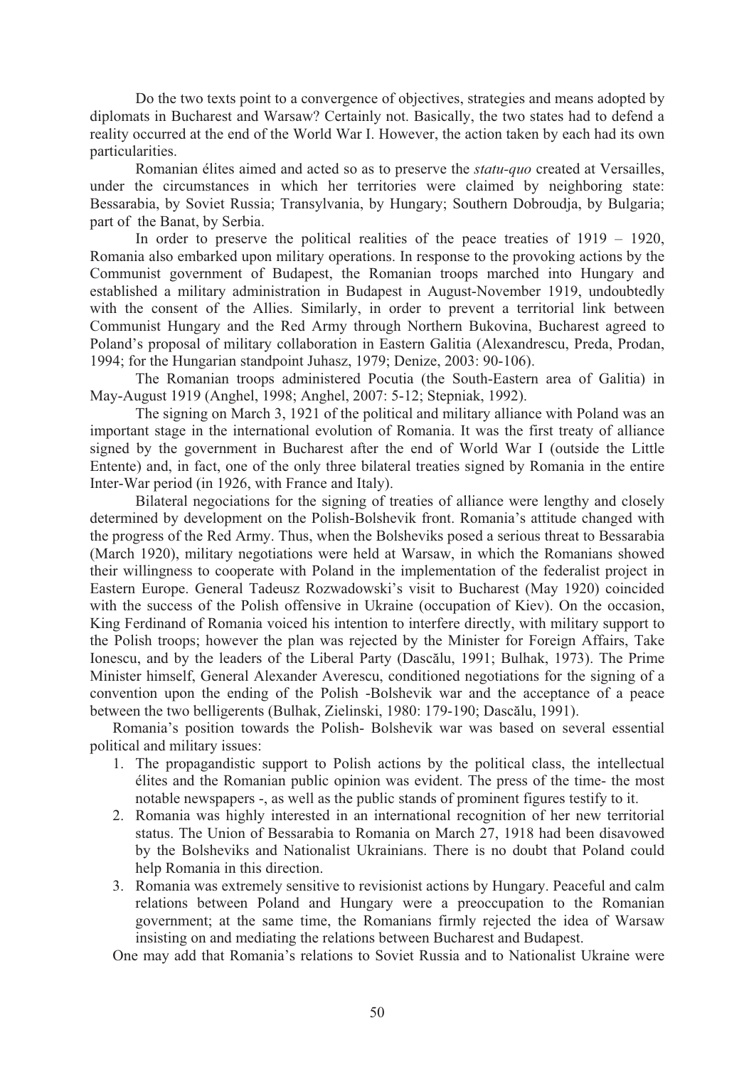Do the two texts point to a convergence of objectives, strategies and means adopted by diplomats in Bucharest and Warsaw? Certainly not. Basically, the two states had to defend a reality occurred at the end of the World War I. However, the action taken by each had its own particularities.

Romanian élites aimed and acted so as to preserve the *statu-quo* created at Versailles, under the circumstances in which her territories were claimed by neighboring state: Bessarabia, by Soviet Russia; Transylvania, by Hungary; Southern Dobroudja, by Bulgaria; part of the Banat, by Serbia.

In order to preserve the political realities of the peace treaties of 1919 – 1920, Romania also embarked upon military operations. In response to the provoking actions by the Communist government of Budapest, the Romanian troops marched into Hungary and established a military administration in Budapest in August-November 1919, undoubtedly with the consent of the Allies. Similarly, in order to prevent a territorial link between Communist Hungary and the Red Army through Northern Bukovina, Bucharest agreed to Poland's proposal of military collaboration in Eastern Galitia (Alexandrescu, Preda, Prodan, 1994; for the Hungarian standpoint Juhasz, 1979; Denize, 2003: 90-106).

The Romanian troops administered Pocutia (the South-Eastern area of Galitia) in May-August 1919 (Anghel, 1998; Anghel, 2007: 5-12; Stepniak, 1992).

The signing on March 3, 1921 of the political and military alliance with Poland was an important stage in the international evolution of Romania. It was the first treaty of alliance signed by the government in Bucharest after the end of World War I (outside the Little Entente) and, in fact, one of the only three bilateral treaties signed by Romania in the entire Inter-War period (in 1926, with France and Italy).

Bilateral negociations for the signing of treaties of alliance were lengthy and closely determined by development on the Polish-Bolshevik front. Romania's attitude changed with the progress of the Red Army. Thus, when the Bolsheviks posed a serious threat to Bessarabia (March 1920), military negotiations were held at Warsaw, in which the Romanians showed their willingness to cooperate with Poland in the implementation of the federalist project in Eastern Europe. General Tadeusz Rozwadowski's visit to Bucharest (May 1920) coincided with the success of the Polish offensive in Ukraine (occupation of Kiev). On the occasion, King Ferdinand of Romania voiced his intention to interfere directly, with military support to the Polish troops; however the plan was rejected by the Minister for Foreign Affairs, Take Ionescu, and by the leaders of the Liberal Party (Dascălu, 1991; Bulhak, 1973). The Prime Minister himself, General Alexander Averescu, conditioned negotiations for the signing of a convention upon the ending of the Polish -Bolshevik war and the acceptance of a peace between the two belligerents (Bulhak, Zielinski, 1980: 179-190; Dascălu, 1991).

Romania's position towards the Polish- Bolshevik war was based on several essential political and military issues:

1. The propagandistic support to Polish actions by the political class, the intellectual élites and the Romanian public opinion was evident. The press of the time- the most notable newspapers -, as well as the public stands of prominent figures testify to it.
2. Romania was highly interested in an international recognition of her new territorial status. The Union of Bessarabia to Romania on March 27, 1918 had been disavowed by the Bolsheviks and Nationalist Ukrainians. There is no doubt that Poland could help Romania in this direction.
3. Romania was extremely sensitive to revisionist actions by Hungary. Peaceful and calm relations between Poland and Hungary were a preoccupation to the Romanian government; at the same time, the Romanians firmly rejected the idea of Warsaw insisting on and mediating the relations between Bucharest and Budapest.

One may add that Romania's relations to Soviet Russia and to Nationalist Ukraine were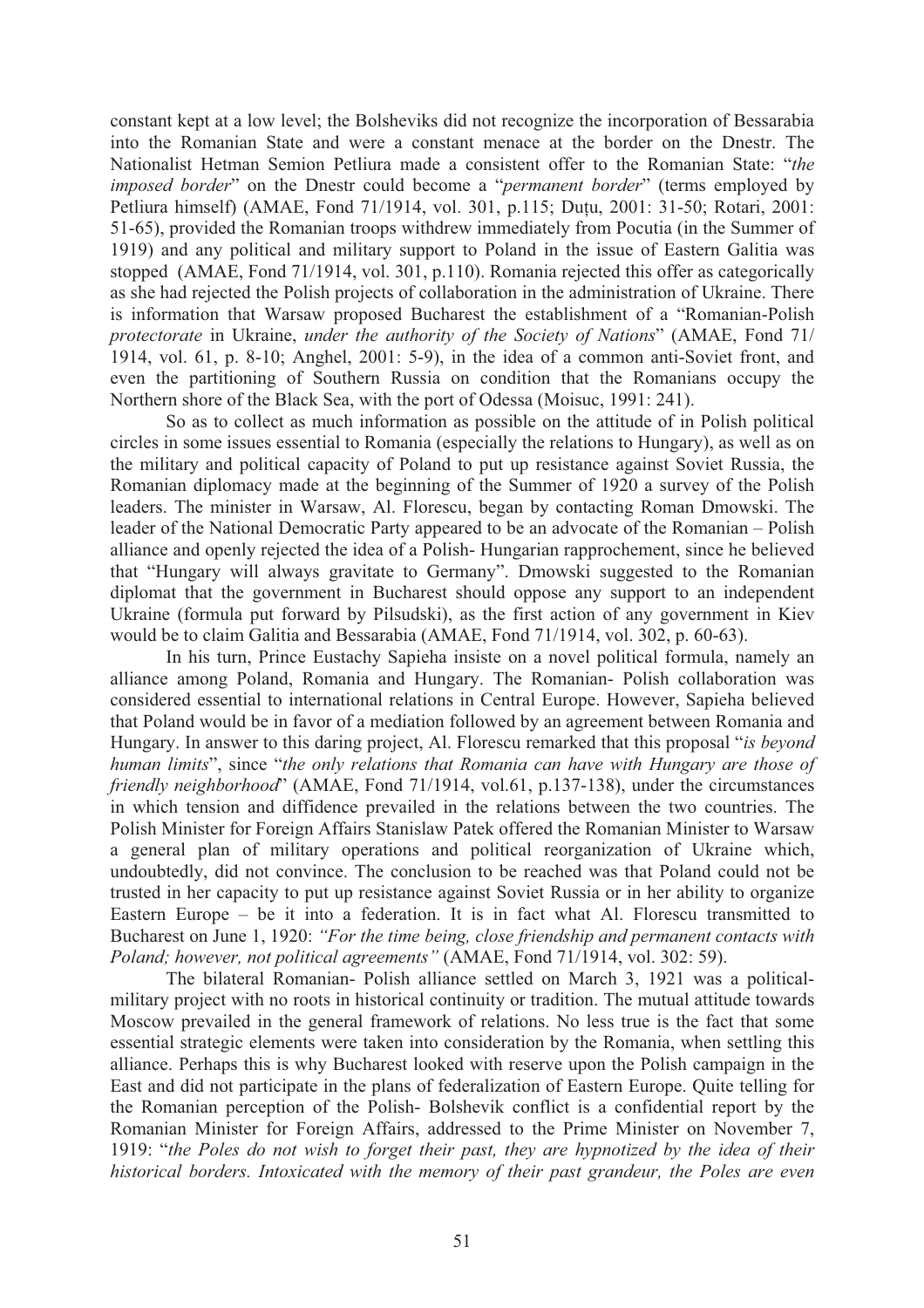constant kept at a low level; the Bolsheviks did not recognize the incorporation of Bessarabia into the Romanian State and were a constant menace at the border on the Dnestr. The Nationalist Hetman Semion Petliura made a consistent offer to the Romanian State: "*the imposed border*" on the Dnestr could become a "*permanent border*" (terms employed by Petliura himself) (AMAE, Fond 71/1914, vol. 301, p.115; Duțu, 2001: 31-50; Rotari, 2001: 51-65), provided the Romanian troops withdrew immediately from Pocutia (in the Summer of 1919) and any political and military support to Poland in the issue of Eastern Galitia was stopped (AMAE, Fond 71/1914, vol. 301, p.110). Romania rejected this offer as categorically as she had rejected the Polish projects of collaboration in the administration of Ukraine. There is information that Warsaw proposed Bucharest the establishment of a "Romanian-Polish *protectorate* in Ukraine, *under the authority of the Society of Nations*" (AMAE, Fond 71/ 1914, vol. 61, p. 8-10; Anghel, 2001: 5-9), in the idea of a common anti-Soviet front, and even the partitioning of Southern Russia on condition that the Romanians occupy the Northern shore of the Black Sea, with the port of Odessa (Moisuc, 1991: 241).

So as to collect as much information as possible on the attitude of in Polish political circles in some issues essential to Romania (especially the relations to Hungary), as well as on the military and political capacity of Poland to put up resistance against Soviet Russia, the Romanian diplomacy made at the beginning of the Summer of 1920 a survey of the Polish leaders. The minister in Warsaw, Al. Florescu, began by contacting Roman Dmowski. The leader of the National Democratic Party appeared to be an advocate of the Romanian – Polish alliance and openly rejected the idea of a Polish- Hungarian rapprochement, since he believed that "Hungary will always gravitate to Germany". Dmowski suggested to the Romanian diplomat that the government in Bucharest should oppose any support to an independent Ukraine (formula put forward by Pilsudski), as the first action of any government in Kiev would be to claim Galitia and Bessarabia (AMAE, Fond 71/1914, vol. 302, p. 60-63).

In his turn, Prince Eustachy Sapieha insiste on a novel political formula, namely an alliance among Poland, Romania and Hungary. The Romanian- Polish collaboration was considered essential to international relations in Central Europe. However, Sapieha believed that Poland would be in favor of a mediation followed by an agreement between Romania and Hungary. In answer to this daring project, Al. Florescu remarked that this proposal "*is beyond human limits*", since "*the only relations that Romania can have with Hungary are those of friendly neighborhood*" (AMAE, Fond 71/1914, vol.61, p.137-138), under the circumstances in which tension and diffidence prevailed in the relations between the two countries. The Polish Minister for Foreign Affairs Stanislaw Patek offered the Romanian Minister to Warsaw a general plan of military operations and political reorganization of Ukraine which, undoubtedly, did not convince. The conclusion to be reached was that Poland could not be trusted in her capacity to put up resistance against Soviet Russia or in her ability to organize Eastern Europe – be it into a federation. It is in fact what Al. Florescu transmitted to Bucharest on June 1, 1920: *"For the time being, close friendship and permanent contacts with Poland; however, not political agreements"* (AMAE, Fond 71/1914, vol. 302: 59).

The bilateral Romanian- Polish alliance settled on March 3, 1921 was a political-military project with no roots in historical continuity or tradition. The mutual attitude towards Moscow prevailed in the general framework of relations. No less true is the fact that some essential strategic elements were taken into consideration by the Romania, when settling this alliance. Perhaps this is why Bucharest looked with reserve upon the Polish campaign in the East and did not participate in the plans of federalization of Eastern Europe. Quite telling for the Romanian perception of the Polish- Bolshevik conflict is a confidential report by the Romanian Minister for Foreign Affairs, addressed to the Prime Minister on November 7, 1919: "*the Poles do not wish to forget their past, they are hypnotized by the idea of their historical borders. Intoxicated with the memory of their past grandeur, the Poles are even*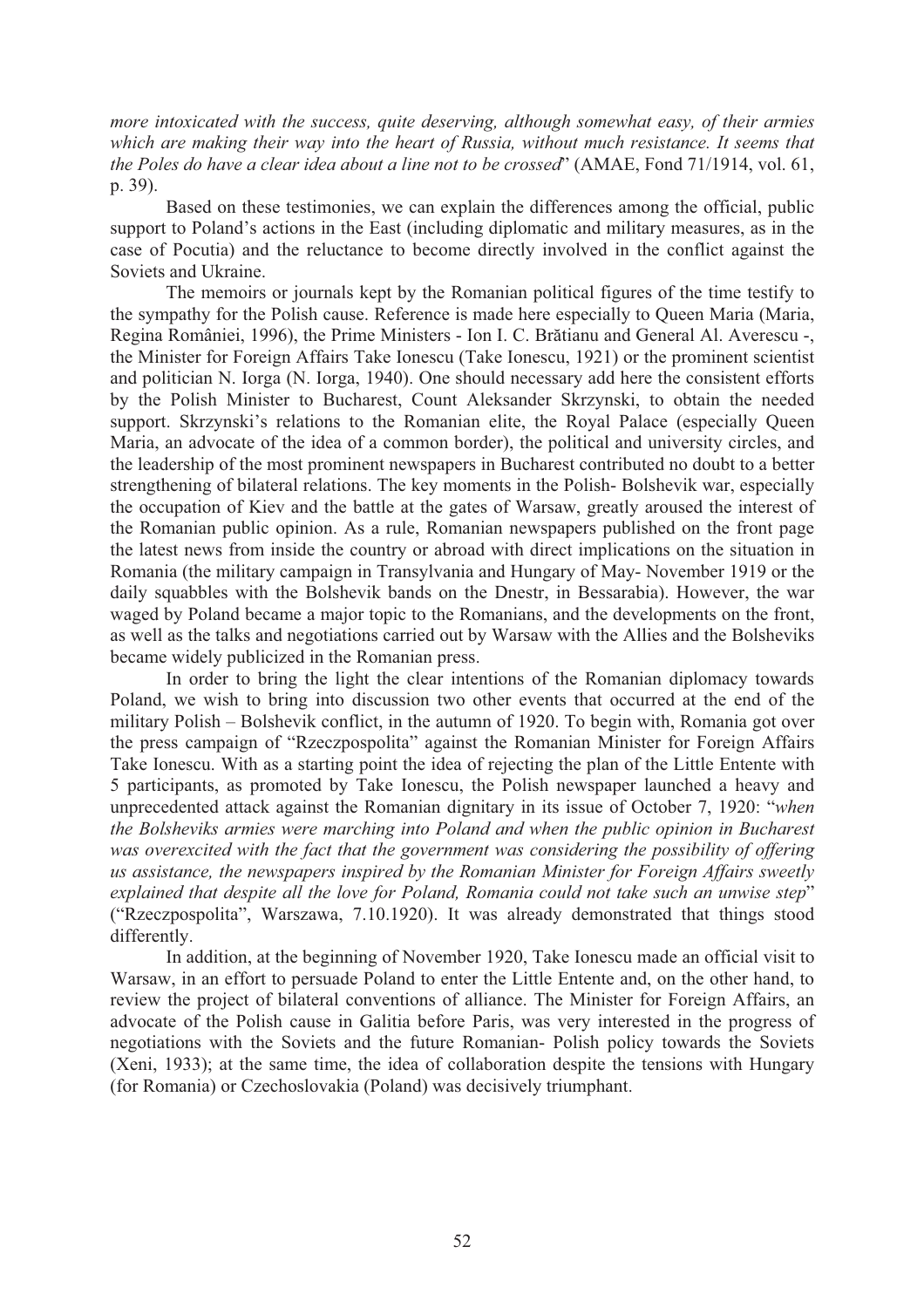*more intoxicated with the success, quite deserving, although somewhat easy, of their armies which are making their way into the heart of Russia, without much resistance. It seems that the Poles do have a clear idea about a line not to be crossed*" (AMAE, Fond 71/1914, vol. 61, p. 39).

Based on these testimonies, we can explain the differences among the official, public support to Poland's actions in the East (including diplomatic and military measures, as in the case of Pocutia) and the reluctance to become directly involved in the conflict against the Soviets and Ukraine.

The memoirs or journals kept by the Romanian political figures of the time testify to the sympathy for the Polish cause. Reference is made here especially to Queen Maria (Maria, Regina României, 1996), the Prime Ministers - Ion I. C. Brătianu and General Al. Averescu -, the Minister for Foreign Affairs Take Ionescu (Take Ionescu, 1921) or the prominent scientist and politician N. Iorga (N. Iorga, 1940). One should necessary add here the consistent efforts by the Polish Minister to Bucharest, Count Aleksander Skrzynski, to obtain the needed support. Skrzynski's relations to the Romanian elite, the Royal Palace (especially Queen Maria, an advocate of the idea of a common border), the political and university circles, and the leadership of the most prominent newspapers in Bucharest contributed no doubt to a better strengthening of bilateral relations. The key moments in the Polish- Bolshevik war, especially the occupation of Kiev and the battle at the gates of Warsaw, greatly aroused the interest of the Romanian public opinion. As a rule, Romanian newspapers published on the front page the latest news from inside the country or abroad with direct implications on the situation in Romania (the military campaign in Transylvania and Hungary of May- November 1919 or the daily squabbles with the Bolshevik bands on the Dnestr, in Bessarabia). However, the war waged by Poland became a major topic to the Romanians, and the developments on the front, as well as the talks and negotiations carried out by Warsaw with the Allies and the Bolsheviks became widely publicized in the Romanian press.

In order to bring the light the clear intentions of the Romanian diplomacy towards Poland, we wish to bring into discussion two other events that occurred at the end of the military Polish – Bolshevik conflict, in the autumn of 1920. To begin with, Romania got over the press campaign of "Rzeczpospolita" against the Romanian Minister for Foreign Affairs Take Ionescu. With as a starting point the idea of rejecting the plan of the Little Entente with 5 participants, as promoted by Take Ionescu, the Polish newspaper launched a heavy and unprecedented attack against the Romanian dignitary in its issue of October 7, 1920: "*when the Bolsheviks armies were marching into Poland and when the public opinion in Bucharest was overexcited with the fact that the government was considering the possibility of offering us assistance, the newspapers inspired by the Romanian Minister for Foreign Affairs sweetly explained that despite all the love for Poland, Romania could not take such an unwise step*" ("Rzeczpospolita", Warszawa, 7.10.1920). It was already demonstrated that things stood differently.

In addition, at the beginning of November 1920, Take Ionescu made an official visit to Warsaw, in an effort to persuade Poland to enter the Little Entente and, on the other hand, to review the project of bilateral conventions of alliance. The Minister for Foreign Affairs, an advocate of the Polish cause in Galitia before Paris, was very interested in the progress of negotiations with the Soviets and the future Romanian- Polish policy towards the Soviets (Xeni, 1933); at the same time, the idea of collaboration despite the tensions with Hungary (for Romania) or Czechoslovakia (Poland) was decisively triumphant.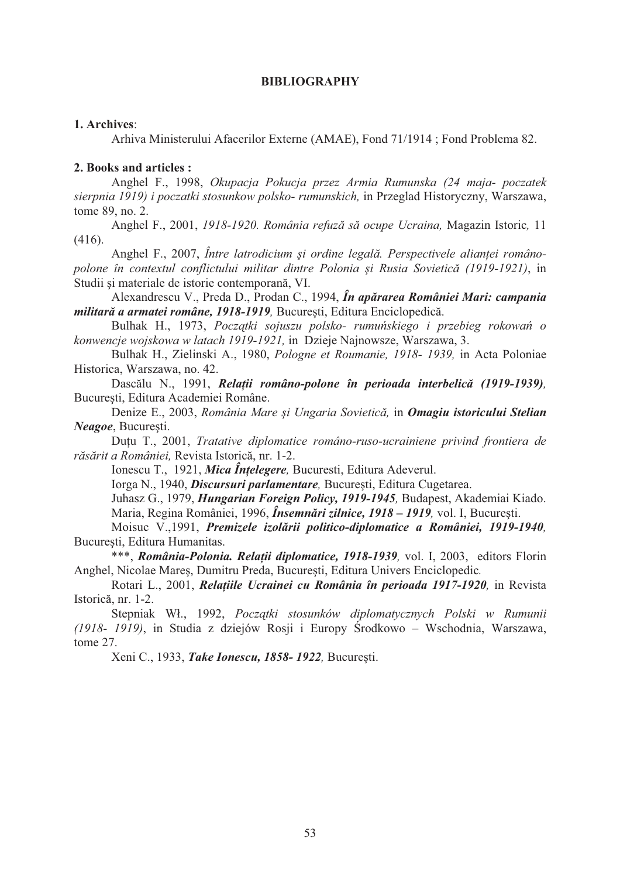## BIBLIOGRAPHY

**1. Archives**:

Arhiva Ministerului Afacerilor Externe (AMAE), Fond 71/1914 ; Fond Problema 82.

**2. Books and articles :**

Anghel F., 1998, *Okupacja Pokucja przez Armia Rumunska (24 maja- poczatek sierpnia 1919) i poczatki stosunkow polsko- rumunskich,* in Przeglad Historyczny, Warszawa, tome 89, no. 2.

Anghel F., 2001, *1918-1920. România refuză să ocupe Ucraina,* Magazin Istoric*,* 11 (416).

Anghel F., 2007, *Între latrodicium şi ordine legală. Perspectivele alianţei româno-polone în contextul conflictului militar dintre Polonia şi Rusia Sovietică (1919-1921)*, in Studii şi materiale de istorie contemporană, VI.

Alexandrescu V., Preda D., Prodan C., 1994, ***În apărarea României Mari: campania militară a armatei române, 1918-1919****,* Bucureşti, Editura Enciclopedică.

Bulhak H., 1973, *Początki sojuszu polsko- rumuńskiego i przebieg rokowań o konwencje wojskowa w latach 1919-1921,* in Dzieje Najnowsze, Warszawa, 3.

Bulhak H., Zielinski A., 1980, *Pologne et Roumanie, 1918- 1939,* in Acta Poloniae Historica, Warszawa, no. 42.

Dascălu N., 1991, ***Relaţii româno-polone în perioada interbelică (1919-1939)****,* Bucureşti, Editura Academiei Române.

Denize E., 2003, *România Mare şi Ungaria Sovietică,* in ***Omagiu istoricului Stelian Neagoe***, Bucureşti.

Duţu T., 2001, *Tratative diplomatice româno-ruso-ucrainiene privind frontiera de răsărit a României,* Revista Istorică, nr. 1-2.

Ionescu T., 1921, ***Mica Înţelegere****,* Bucuresti, Editura Adeverul.

Iorga N., 1940, ***Discursuri parlamentare****,* Bucureşti, Editura Cugetarea.

Juhasz G., 1979, ***Hungarian Foreign Policy, 1919-1945****,* Budapest, Akademiai Kiado.

Maria, Regina României, 1996, ***Însemnări zilnice, 1918 – 1919****,* vol. I, Bucureşti.

Moisuc V.,1991, ***Premizele izolării politico-diplomatice a României, 1919-1940****,* Bucureşti, Editura Humanitas.

\*\*\*, ***România-Polonia. Relaţii diplomatice, 1918-1939****,* vol. I, 2003, editors Florin Anghel, Nicolae Mareş, Dumitru Preda, Bucureşti, Editura Univers Enciclopedic*.*

Rotari L., 2001, ***Relaţiile Ucrainei cu România în perioada 1917-1920****,* in Revista Istorică, nr. 1-2.

Stepniak Wł., 1992, *Początki stosunków diplomatycznych Polski w Rumunii (1918- 1919)*, in Studia z dziejów Rosji i Europy Środkowo – Wschodnia, Warszawa, tome 27.

Xeni C., 1933, ***Take Ionescu, 1858- 1922****,* Bucureşti.